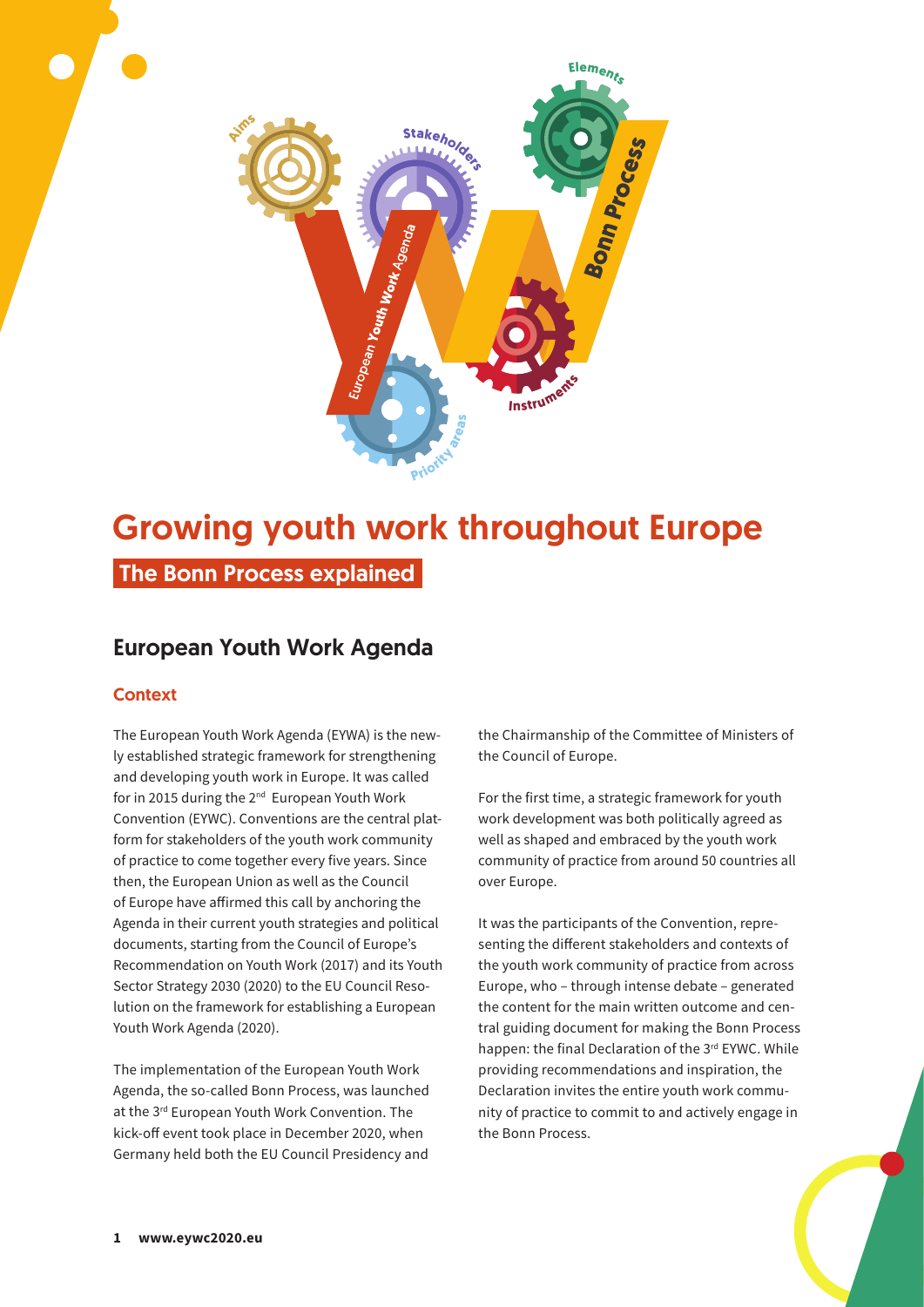# Growing youth work throughout Europe

## The Bonn Process explained

## European Youth Work Agenda

### Context

The European Youth Work Agenda (EYWA) is the newly established strategic framework for strengthening and developing youth work in Europe. It was called for in 2015 during the 2nd European Youth Work Convention (EYWC). Conventions are the central platform for stakeholders of the youth work community of practice to come together every five years. Since then, the European Union as well as the Council of Europe have affirmed this call by anchoring the Agenda in their current youth strategies and political documents, starting from the Council of Europe's Recommendation on Youth Work (2017) and its Youth Sector Strategy 2030 (2020) to the EU Council Resolution on the framework for establishing a European Youth Work Agenda (2020).

The implementation of the European Youth Work Agenda, the so-called Bonn Process, was launched at the 3rd European Youth Work Convention. The kick-off event took place in December 2020, when Germany held both the EU Council Presidency and the Chairmanship of the Committee of Ministers of the Council of Europe.

For the first time, a strategic framework for youth work development was both politically agreed as well as shaped and embraced by the youth work community of practice from around 50 countries all over Europe.

It was the participants of the Convention, representing the different stakeholders and contexts of the youth work community of practice from across Europe, who – through intense debate – generated the content for the main written outcome and central guiding document for making the Bonn Process happen: the final Declaration of the 3rd EYWC. While providing recommendations and inspiration, the Declaration invites the entire youth work community of practice to commit to and actively engage in the Bonn Process.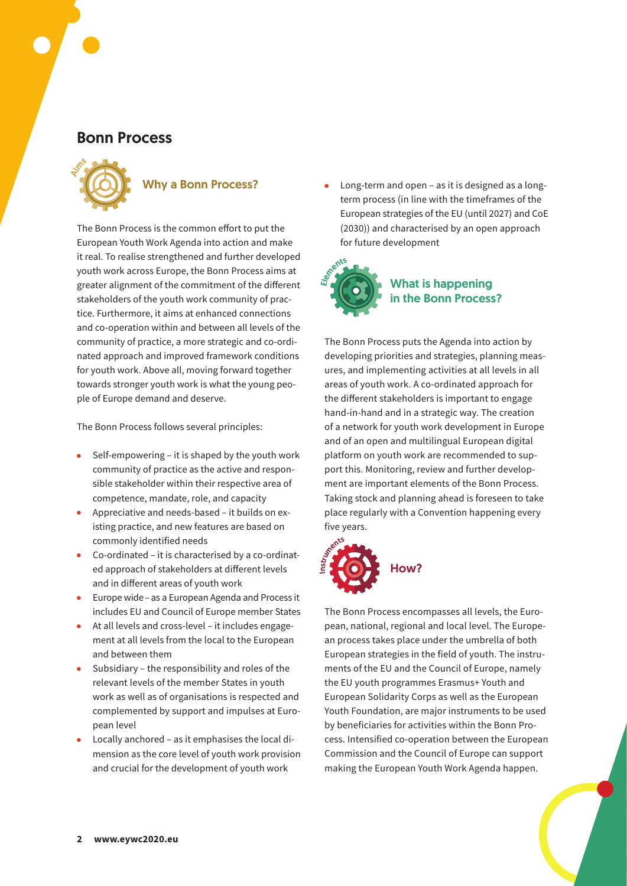# Bonn Process

Aims

## Why a Bonn Process?

The Bonn Process is the common effort to put the European Youth Work Agenda into action and make it real. To realise strengthened and further developed youth work across Europe, the Bonn Process aims at greater alignment of the commitment of the different stakeholders of the youth work community of practice. Furthermore, it aims at enhanced connections and co-operation within and between all levels of the community of practice, a more strategic and co-ordinated approach and improved framework conditions for youth work. Above all, moving forward together towards stronger youth work is what the young people of Europe demand and deserve.

The Bonn Process follows several principles:

- Self-empowering – it is shaped by the youth work community of practice as the active and responsible stakeholder within their respective area of competence, mandate, role, and capacity
- Appreciative and needs-based – it builds on existing practice, and new features are based on commonly identified needs
- Co-ordinated – it is characterised by a co-ordinated approach of stakeholders at different levels and in different areas of youth work
- Europe wide – as a European Agenda and Process it includes EU and Council of Europe member States
- At all levels and cross-level – it includes engagement at all levels from the local to the European and between them
- Subsidiary – the responsibility and roles of the relevant levels of the member States in youth work as well as of organisations is respected and complemented by support and impulses at European level
- Locally anchored – as it emphasises the local dimension as the core level of youth work provision and crucial for the development of youth work
- Long-term and open – as it is designed as a long-term process (in line with the timeframes of the European strategies of the EU (until 2027) and CoE (2030)) and characterised by an open approach for future development

Elements

## What is happening in the Bonn Process?

The Bonn Process puts the Agenda into action by developing priorities and strategies, planning measures, and implementing activities at all levels in all areas of youth work. A co-ordinated approach for the different stakeholders is important to engage hand-in-hand and in a strategic way. The creation of a network for youth work development in Europe and of an open and multilingual European digital platform on youth work are recommended to support this. Monitoring, review and further development are important elements of the Bonn Process. Taking stock and planning ahead is foreseen to take place regularly with a Convention happening every five years.

Instruments

## How?

The Bonn Process encompasses all levels, the European, national, regional and local level. The European process takes place under the umbrella of both European strategies in the field of youth. The instruments of the EU and the Council of Europe, namely the EU youth programmes Erasmus+ Youth and European Solidarity Corps as well as the European Youth Foundation, are major instruments to be used by beneficiaries for activities within the Bonn Process. Intensified co-operation between the European Commission and the Council of Europe can support making the European Youth Work Agenda happen.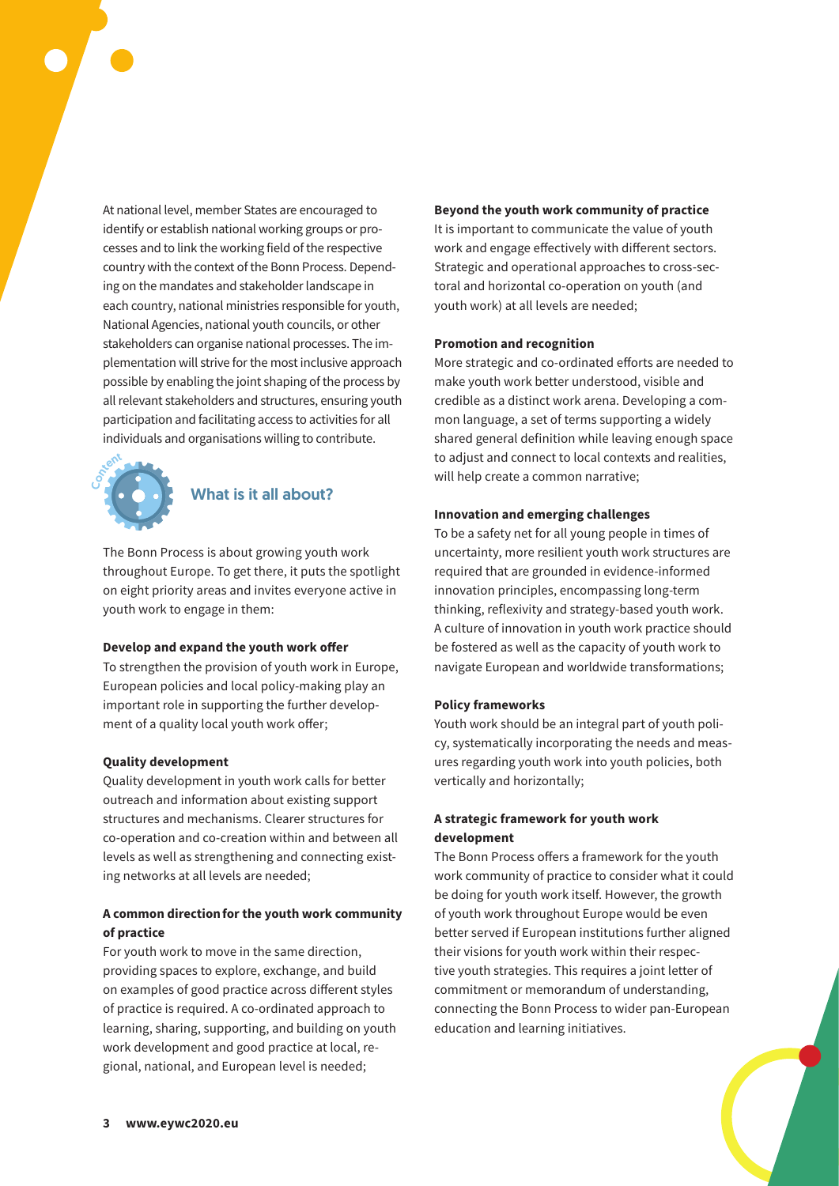At national level, member States are encouraged to identify or establish national working groups or processes and to link the working field of the respective country with the context of the Bonn Process. Depending on the mandates and stakeholder landscape in each country, national ministries responsible for youth, National Agencies, national youth councils, or other stakeholders can organise national processes. The implementation will strive for the most inclusive approach possible by enabling the joint shaping of the process by all relevant stakeholders and structures, ensuring youth participation and facilitating access to activities for all individuals and organisations willing to contribute.

## What is it all about?

The Bonn Process is about growing youth work throughout Europe. To get there, it puts the spotlight on eight priority areas and invites everyone active in youth work to engage in them:

**Develop and expand the youth work offer**

To strengthen the provision of youth work in Europe, European policies and local policy-making play an important role in supporting the further development of a quality local youth work offer;

**Quality development**

Quality development in youth work calls for better outreach and information about existing support structures and mechanisms. Clearer structures for co-operation and co-creation within and between all levels as well as strengthening and connecting existing networks at all levels are needed;

**A common direction for the youth work community of practice**

For youth work to move in the same direction, providing spaces to explore, exchange, and build on examples of good practice across different styles of practice is required. A co-ordinated approach to learning, sharing, supporting, and building on youth work development and good practice at local, regional, national, and European level is needed;

**Beyond the youth work community of practice**

It is important to communicate the value of youth work and engage effectively with different sectors. Strategic and operational approaches to cross-sectoral and horizontal co-operation on youth (and youth work) at all levels are needed;

**Promotion and recognition**

More strategic and co-ordinated efforts are needed to make youth work better understood, visible and credible as a distinct work arena. Developing a common language, a set of terms supporting a widely shared general definition while leaving enough space to adjust and connect to local contexts and realities, will help create a common narrative;

**Innovation and emerging challenges**

To be a safety net for all young people in times of uncertainty, more resilient youth work structures are required that are grounded in evidence-informed innovation principles, encompassing long-term thinking, reflexivity and strategy-based youth work. A culture of innovation in youth work practice should be fostered as well as the capacity of youth work to navigate European and worldwide transformations;

**Policy frameworks**

Youth work should be an integral part of youth policy, systematically incorporating the needs and measures regarding youth work into youth policies, both vertically and horizontally;

**A strategic framework for youth work development**

The Bonn Process offers a framework for the youth work community of practice to consider what it could be doing for youth work itself. However, the growth of youth work throughout Europe would be even better served if European institutions further aligned their visions for youth work within their respective youth strategies. This requires a joint letter of commitment or memorandum of understanding, connecting the Bonn Process to wider pan-European education and learning initiatives.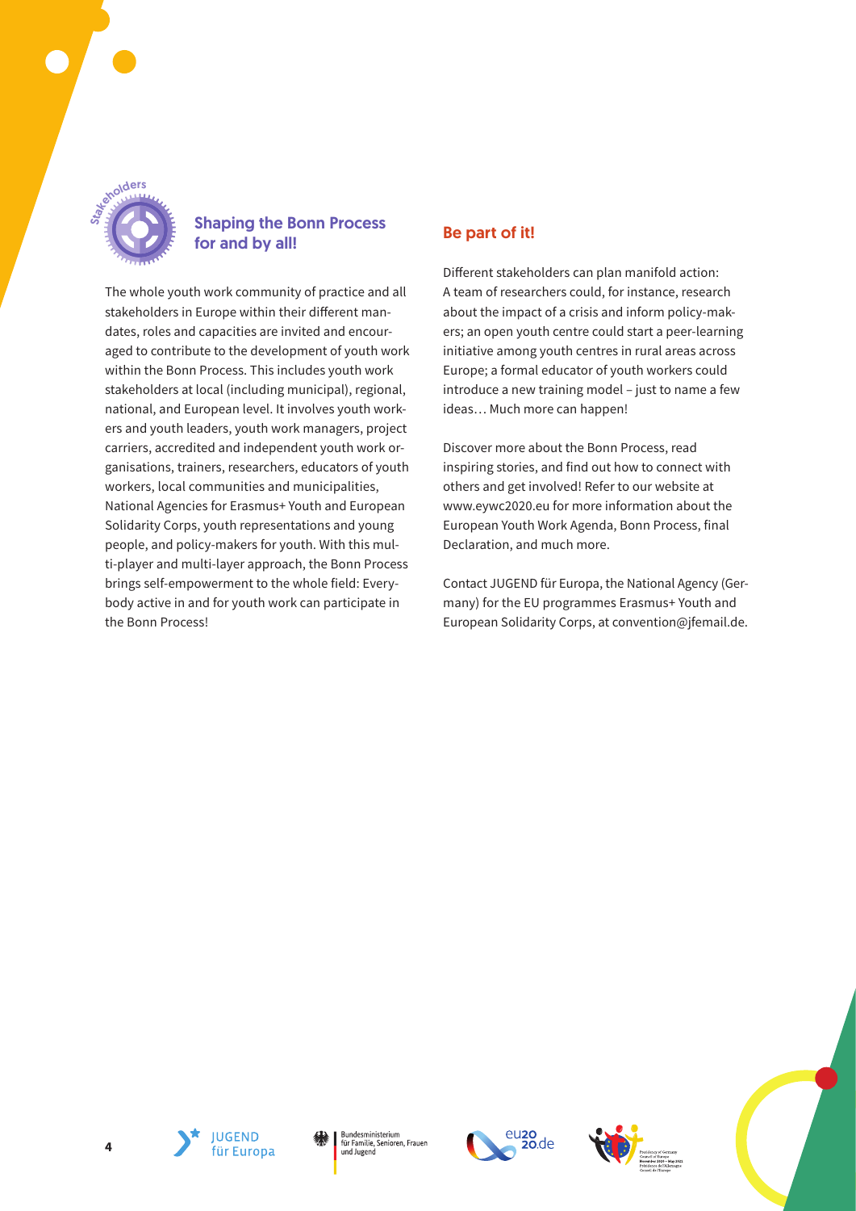## Shaping the Bonn Process for and by all!

The whole youth work community of practice and all stakeholders in Europe within their different mandates, roles and capacities are invited and encouraged to contribute to the development of youth work within the Bonn Process. This includes youth work stakeholders at local (including municipal), regional, national, and European level. It involves youth workers and youth leaders, youth work managers, project carriers, accredited and independent youth work organisations, trainers, researchers, educators of youth workers, local communities and municipalities, National Agencies for Erasmus+ Youth and European Solidarity Corps, youth representations and young people, and policy-makers for youth. With this multi-player and multi-layer approach, the Bonn Process brings self-empowerment to the whole field: Everybody active in and for youth work can participate in the Bonn Process!

## Be part of it!

Different stakeholders can plan manifold action: A team of researchers could, for instance, research about the impact of a crisis and inform policy-makers; an open youth centre could start a peer-learning initiative among youth centres in rural areas across Europe; a formal educator of youth workers could introduce a new training model – just to name a few ideas… Much more can happen!

Discover more about the Bonn Process, read inspiring stories, and find out how to connect with others and get involved! Refer to our website at www.eywc2020.eu for more information about the European Youth Work Agenda, Bonn Process, final Declaration, and much more.

Contact JUGEND für Europa, the National Agency (Germany) for the EU programmes Erasmus+ Youth and European Solidarity Corps, at convention@jfemail.de.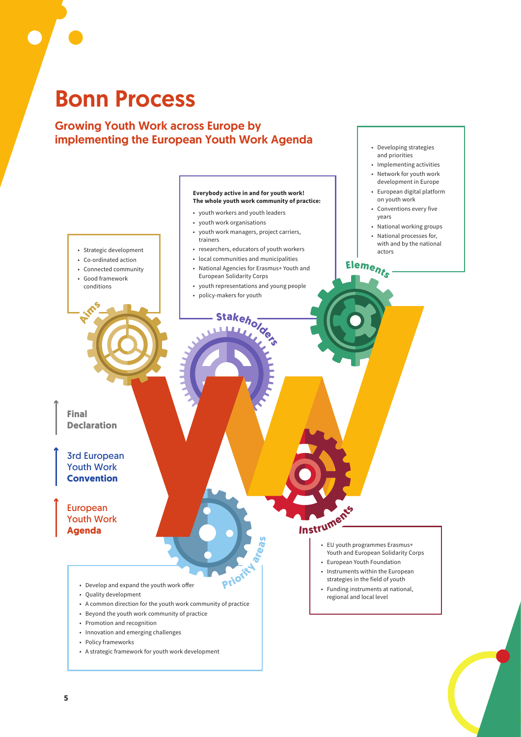# Bonn Process

## Growing Youth Work across Europe by implementing the European Youth Work Agenda

**Aims**

- Strategic development
- Co-ordinated action
- Connected community
- Good framework conditions

**Stakeholders**

**Everybody active in and for youth work! The whole youth work community of practice:**

- youth workers and youth leaders
- youth work organisations
- youth work managers, project carriers, trainers
- researchers, educators of youth workers
- local communities and municipalities
- National Agencies for Erasmus+ Youth and European Solidarity Corps
- youth representations and young people
- policy-makers for youth

**Elements**

- Developing strategies and priorities
- Implementing activities
- Network for youth work development in Europe
- European digital platform on youth work
- Conventions every five years
- National working groups
- National processes for, with and by the national actors

**Final Declaration**

3rd European Youth Work **Convention**

European Youth Work **Agenda**

**Priority areas**

- Develop and expand the youth work offer
- Quality development
- A common direction for the youth work community of practice
- Beyond the youth work community of practice
- Promotion and recognition
- Innovation and emerging challenges
- Policy frameworks
- A strategic framework for youth work development

**Instruments**

- EU youth programmes Erasmus+ Youth and European Solidarity Corps
- European Youth Foundation
- Instruments within the European strategies in the field of youth
- Funding instruments at national, regional and local level